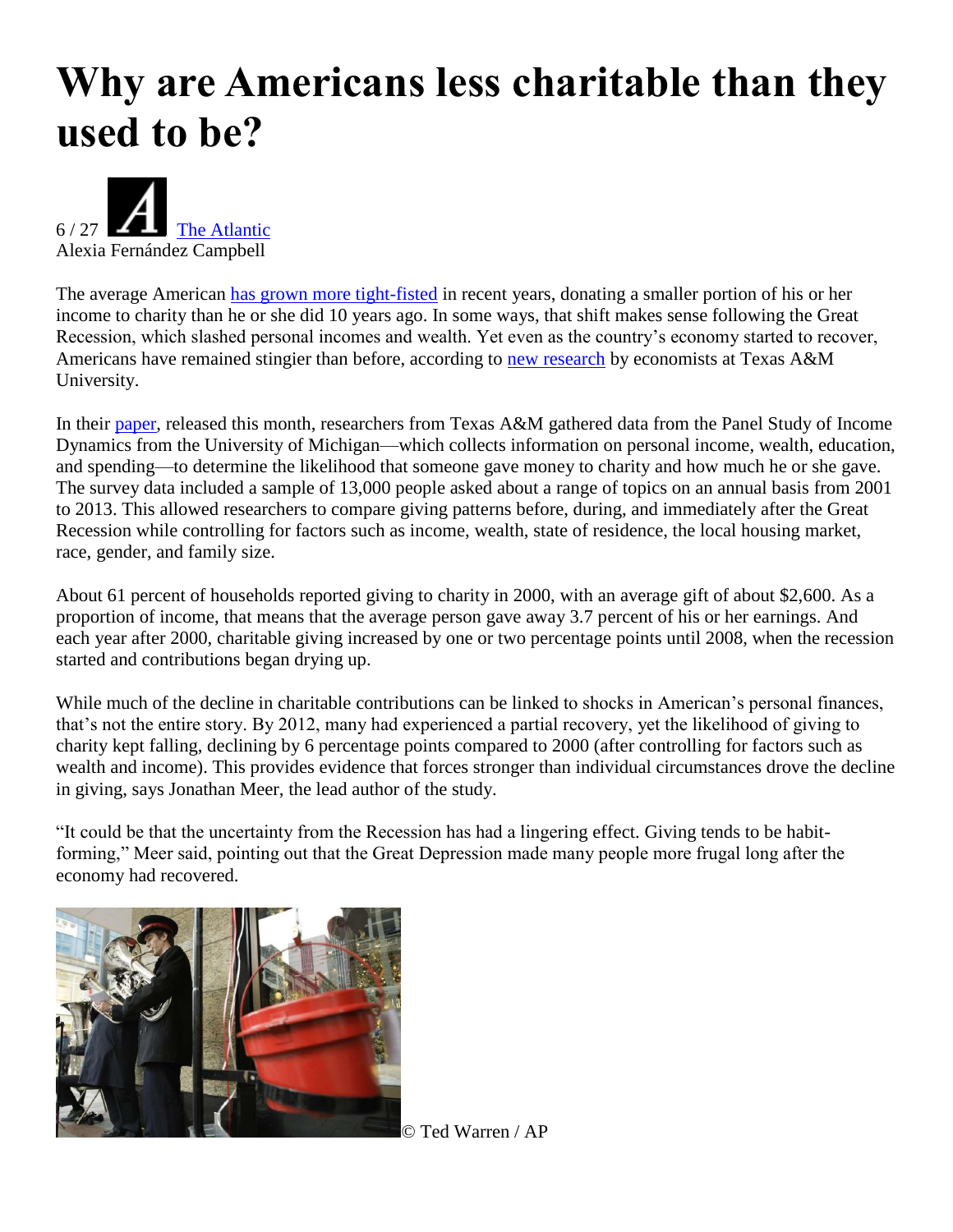# Why are Americans less charitable than they used to be?

6 / 27 The Atlantic
Alexia Fernández Campbell

The average American has grown more tight-fisted in recent years, donating a smaller portion of his or her income to charity than he or she did 10 years ago. In some ways, that shift makes sense following the Great Recession, which slashed personal incomes and wealth. Yet even as the country's economy started to recover, Americans have remained stingier than before, according to new research by economists at Texas A&M University.

In their paper, released this month, researchers from Texas A&M gathered data from the Panel Study of Income Dynamics from the University of Michigan—which collects information on personal income, wealth, education, and spending—to determine the likelihood that someone gave money to charity and how much he or she gave. The survey data included a sample of 13,000 people asked about a range of topics on an annual basis from 2001 to 2013. This allowed researchers to compare giving patterns before, during, and immediately after the Great Recession while controlling for factors such as income, wealth, state of residence, the local housing market, race, gender, and family size.

About 61 percent of households reported giving to charity in 2000, with an average gift of about $2,600. As a proportion of income, that means that the average person gave away 3.7 percent of his or her earnings. And each year after 2000, charitable giving increased by one or two percentage points until 2008, when the recession started and contributions began drying up.

While much of the decline in charitable contributions can be linked to shocks in American's personal finances, that's not the entire story. By 2012, many had experienced a partial recovery, yet the likelihood of giving to charity kept falling, declining by 6 percentage points compared to 2000 (after controlling for factors such as wealth and income). This provides evidence that forces stronger than individual circumstances drove the decline in giving, says Jonathan Meer, the lead author of the study.

"It could be that the uncertainty from the Recession has had a lingering effect. Giving tends to be habit-forming," Meer said, pointing out that the Great Depression made many people more frugal long after the economy had recovered.

© Ted Warren / AP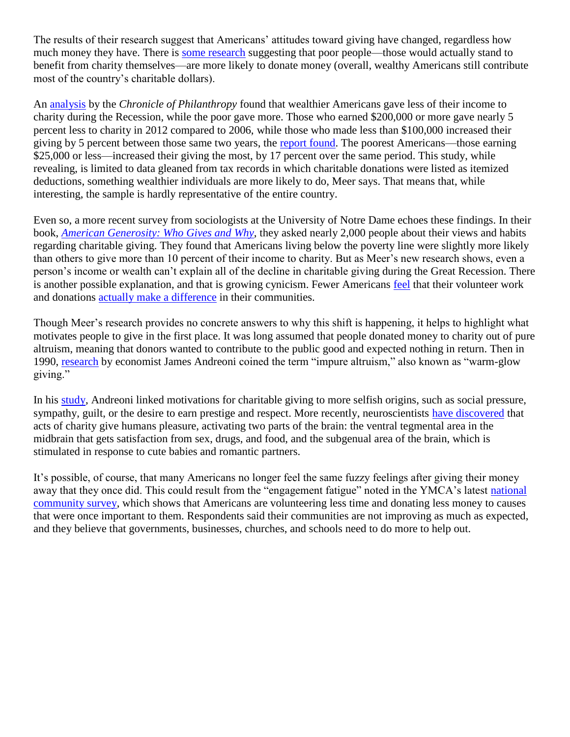The results of their research suggest that Americans' attitudes toward giving have changed, regardless how much money they have. There is some research suggesting that poor people—those would actually stand to benefit from charity themselves—are more likely to donate money (overall, wealthy Americans still contribute most of the country's charitable dollars).

An analysis by the *Chronicle of Philanthropy* found that wealthier Americans gave less of their income to charity during the Recession, while the poor gave more. Those who earned $200,000 or more gave nearly 5 percent less to charity in 2012 compared to 2006, while those who made less than $100,000 increased their giving by 5 percent between those same two years, the report found. The poorest Americans—those earning $25,000 or less—increased their giving the most, by 17 percent over the same period. This study, while revealing, is limited to data gleaned from tax records in which charitable donations were listed as itemized deductions, something wealthier individuals are more likely to do, Meer says. That means that, while interesting, the sample is hardly representative of the entire country.

Even so, a more recent survey from sociologists at the University of Notre Dame echoes these findings. In their book, *American Generosity: Who Gives and Why*, they asked nearly 2,000 people about their views and habits regarding charitable giving. They found that Americans living below the poverty line were slightly more likely than others to give more than 10 percent of their income to charity. But as Meer's new research shows, even a person's income or wealth can't explain all of the decline in charitable giving during the Great Recession. There is another possible explanation, and that is growing cynicism. Fewer Americans feel that their volunteer work and donations actually make a difference in their communities.

Though Meer's research provides no concrete answers to why this shift is happening, it helps to highlight what motivates people to give in the first place. It was long assumed that people donated money to charity out of pure altruism, meaning that donors wanted to contribute to the public good and expected nothing in return. Then in 1990, research by economist James Andreoni coined the term "impure altruism," also known as "warm-glow giving."

In his study, Andreoni linked motivations for charitable giving to more selfish origins, such as social pressure, sympathy, guilt, or the desire to earn prestige and respect. More recently, neuroscientists have discovered that acts of charity give humans pleasure, activating two parts of the brain: the ventral tegmental area in the midbrain that gets satisfaction from sex, drugs, and food, and the subgenual area of the brain, which is stimulated in response to cute babies and romantic partners.

It's possible, of course, that many Americans no longer feel the same fuzzy feelings after giving their money away that they once did. This could result from the "engagement fatigue" noted in the YMCA's latest national community survey, which shows that Americans are volunteering less time and donating less money to causes that were once important to them. Respondents said their communities are not improving as much as expected, and they believe that governments, businesses, churches, and schools need to do more to help out.